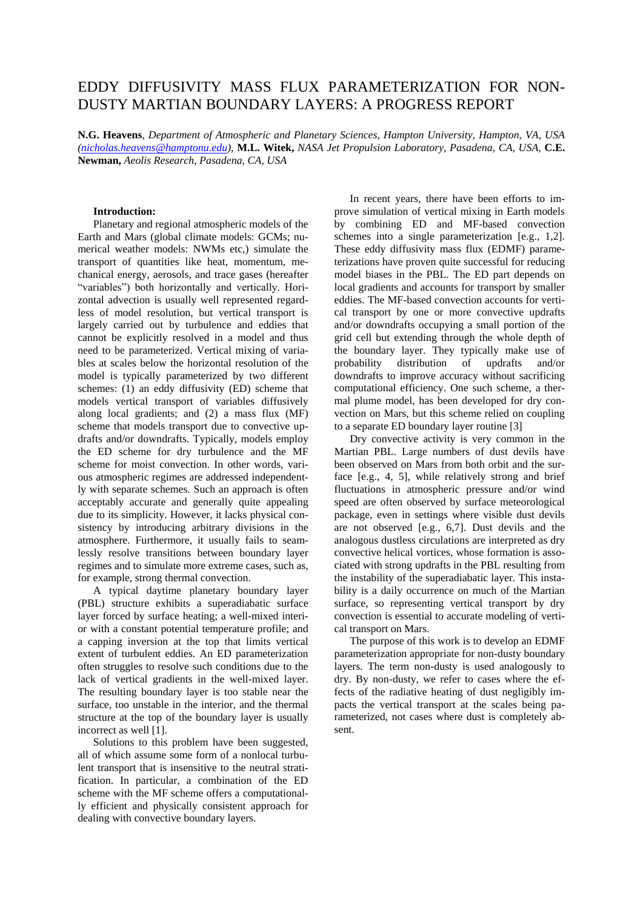# EDDY DIFFUSIVITY MASS FLUX PARAMETERIZATION FOR NON-DUSTY MARTIAN BOUNDARY LAYERS: A PROGRESS REPORT

**N.G. Heavens**, *Department of Atmospheric and Planetary Sciences, Hampton University, Hampton, VA, USA (nicholas.heavens@hamptonu.edu)*, **M.L. Witek,** *NASA Jet Propulsion Laboratory, Pasadena, CA, USA,* **C.E. Newman,** *Aeolis Research, Pasadena, CA, USA*

**Introduction:**

Planetary and regional atmospheric models of the Earth and Mars (global climate models: GCMs; numerical weather models: NWMs etc,) simulate the transport of quantities like heat, momentum, mechanical energy, aerosols, and trace gases (hereafter "variables") both horizontally and vertically. Horizontal advection is usually well represented regardless of model resolution, but vertical transport is largely carried out by turbulence and eddies that cannot be explicitly resolved in a model and thus need to be parameterized. Vertical mixing of variables at scales below the horizontal resolution of the model is typically parameterized by two different schemes: (1) an eddy diffusivity (ED) scheme that models vertical transport of variables diffusively along local gradients; and (2) a mass flux (MF) scheme that models transport due to convective updrafts and/or downdrafts. Typically, models employ the ED scheme for dry turbulence and the MF scheme for moist convection. In other words, various atmospheric regimes are addressed independently with separate schemes. Such an approach is often acceptably accurate and generally quite appealing due to its simplicity. However, it lacks physical consistency by introducing arbitrary divisions in the atmosphere. Furthermore, it usually fails to seamlessly resolve transitions between boundary layer regimes and to simulate more extreme cases, such as, for example, strong thermal convection.

A typical daytime planetary boundary layer (PBL) structure exhibits a superadiabatic surface layer forced by surface heating; a well-mixed interior with a constant potential temperature profile; and a capping inversion at the top that limits vertical extent of turbulent eddies. An ED parameterization often struggles to resolve such conditions due to the lack of vertical gradients in the well-mixed layer. The resulting boundary layer is too stable near the surface, too unstable in the interior, and the thermal structure at the top of the boundary layer is usually incorrect as well [1].

Solutions to this problem have been suggested, all of which assume some form of a nonlocal turbulent transport that is insensitive to the neutral stratification. In particular, a combination of the ED scheme with the MF scheme offers a computationally efficient and physically consistent approach for dealing with convective boundary layers.

In recent years, there have been efforts to improve simulation of vertical mixing in Earth models by combining ED and MF-based convection schemes into a single parameterization [e.g., 1,2]. These eddy diffusivity mass flux (EDMF) parameterizations have proven quite successful for reducing model biases in the PBL. The ED part depends on local gradients and accounts for transport by smaller eddies. The MF-based convection accounts for vertical transport by one or more convective updrafts and/or downdrafts occupying a small portion of the grid cell but extending through the whole depth of the boundary layer. They typically make use of probability distribution of updrafts and/or downdrafts to improve accuracy without sacrificing computational efficiency. One such scheme, a thermal plume model, has been developed for dry convection on Mars, but this scheme relied on coupling to a separate ED boundary layer routine [3]

Dry convective activity is very common in the Martian PBL. Large numbers of dust devils have been observed on Mars from both orbit and the surface [e.g., 4, 5], while relatively strong and brief fluctuations in atmospheric pressure and/or wind speed are often observed by surface meteorological package, even in settings where visible dust devils are not observed [e.g., 6,7]. Dust devils and the analogous dustless circulations are interpreted as dry convective helical vortices, whose formation is associated with strong updrafts in the PBL resulting from the instability of the superadiabatic layer. This instability is a daily occurrence on much of the Martian surface, so representing vertical transport by dry convection is essential to accurate modeling of vertical transport on Mars.

The purpose of this work is to develop an EDMF parameterization appropriate for non-dusty boundary layers. The term non-dusty is used analogously to dry. By non-dusty, we refer to cases where the effects of the radiative heating of dust negligibly impacts the vertical transport at the scales being parameterized, not cases where dust is completely absent.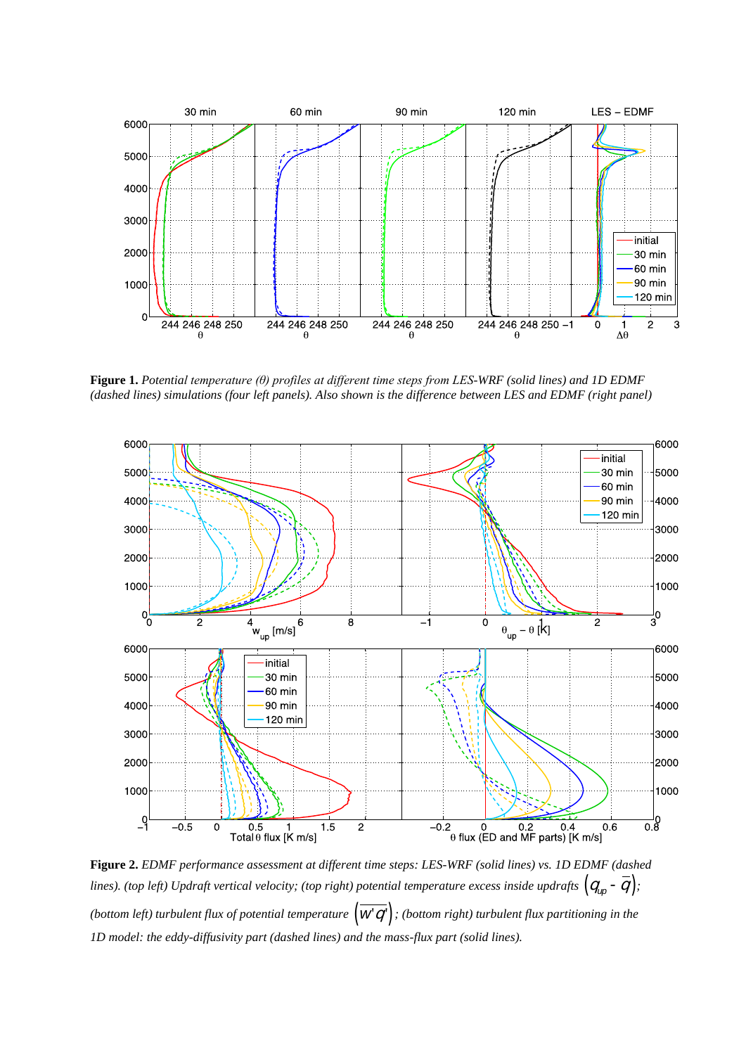**Figure 1.** *Potential temperature (θ) profiles at different time steps from LES-WRF (solid lines) and 1D EDMF (dashed lines) simulations (four left panels). Also shown is the difference between LES and EDMF (right panel)*

**Figure 2.** *EDMF performance assessment at different time steps: LES-WRF (solid lines) vs. 1D EDMF (dashed lines). (top left) Updraft vertical velocity; (top right) potential temperature excess inside updrafts* $\left(q_{up} - \bar{q}\right)$*; (bottom left) turbulent flux of potential temperature* $\left(\overline{w'q'}\right)$*; (bottom right) turbulent flux partitioning in the 1D model: the eddy-diffusivity part (dashed lines) and the mass-flux part (solid lines).*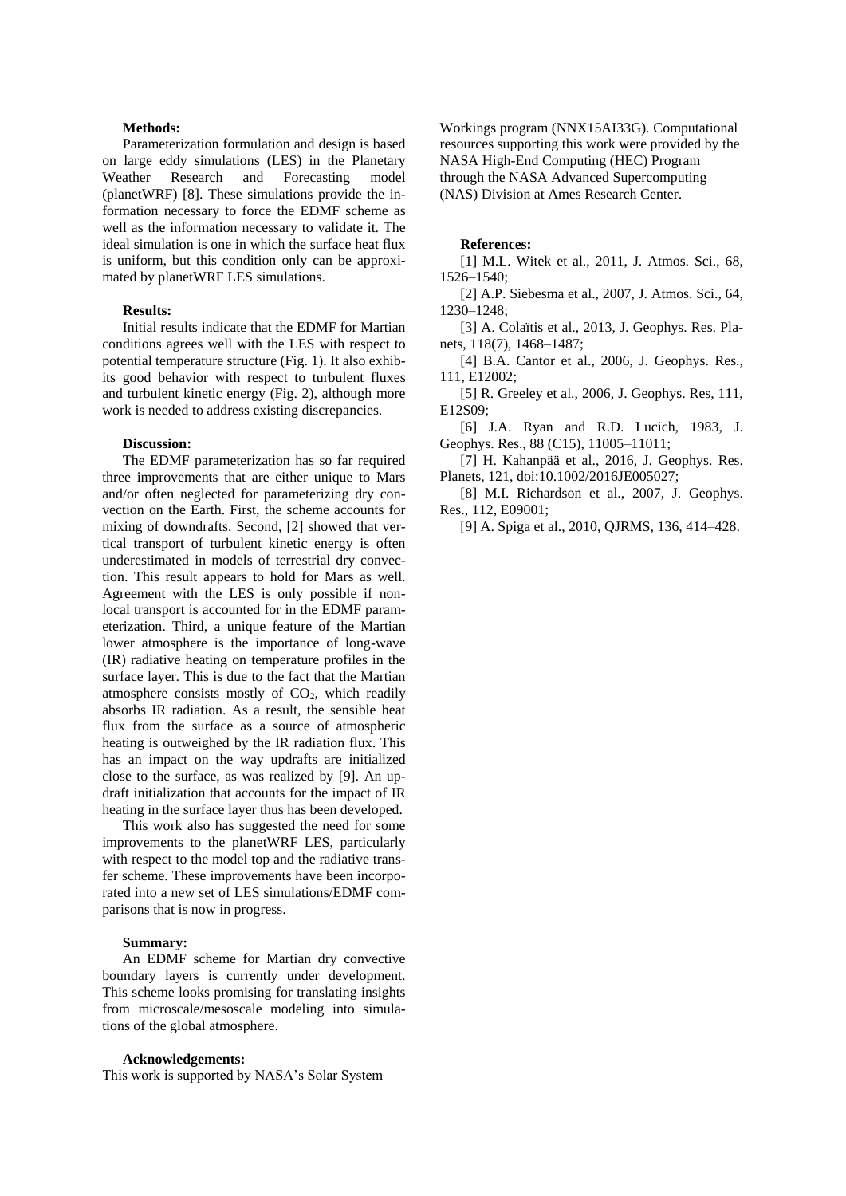**Methods:**

Parameterization formulation and design is based on large eddy simulations (LES) in the Planetary Weather Research and Forecasting model (planetWRF) [8]. These simulations provide the information necessary to force the EDMF scheme as well as the information necessary to validate it. The ideal simulation is one in which the surface heat flux is uniform, but this condition only can be approximated by planetWRF LES simulations.

**Results:**

Initial results indicate that the EDMF for Martian conditions agrees well with the LES with respect to potential temperature structure (Fig. 1). It also exhibits good behavior with respect to turbulent fluxes and turbulent kinetic energy (Fig. 2), although more work is needed to address existing discrepancies.

**Discussion:**

The EDMF parameterization has so far required three improvements that are either unique to Mars and/or often neglected for parameterizing dry convection on the Earth. First, the scheme accounts for mixing of downdrafts. Second, [2] showed that vertical transport of turbulent kinetic energy is often underestimated in models of terrestrial dry convection. This result appears to hold for Mars as well. Agreement with the LES is only possible if nonlocal transport is accounted for in the EDMF parameterization. Third, a unique feature of the Martian lower atmosphere is the importance of long-wave (IR) radiative heating on temperature profiles in the surface layer. This is due to the fact that the Martian atmosphere consists mostly of $CO_2$, which readily absorbs IR radiation. As a result, the sensible heat flux from the surface as a source of atmospheric heating is outweighed by the IR radiation flux. This has an impact on the way updrafts are initialized close to the surface, as was realized by [9]. An updraft initialization that accounts for the impact of IR heating in the surface layer thus has been developed.

This work also has suggested the need for some improvements to the planetWRF LES, particularly with respect to the model top and the radiative transfer scheme. These improvements have been incorporated into a new set of LES simulations/EDMF comparisons that is now in progress.

**Summary:**

An EDMF scheme for Martian dry convective boundary layers is currently under development. This scheme looks promising for translating insights from microscale/mesoscale modeling into simulations of the global atmosphere.

**Acknowledgements:**

This work is supported by NASA's Solar System Workings program (NNX15AI33G). Computational resources supporting this work were provided by the NASA High-End Computing (HEC) Program through the NASA Advanced Supercomputing (NAS) Division at Ames Research Center.

**References:**

[1] M.L. Witek et al., 2011, J. Atmos. Sci., 68, 1526–1540;

[2] A.P. Siebesma et al., 2007, J. Atmos. Sci., 64, 1230–1248;

[3] A. Colaïtis et al., 2013, J. Geophys. Res. Planets, 118(7), 1468–1487;

[4] B.A. Cantor et al., 2006, J. Geophys. Res., 111, E12002;

[5] R. Greeley et al., 2006, J. Geophys. Res, 111, E12S09;

[6] J.A. Ryan and R.D. Lucich, 1983, J. Geophys. Res., 88 (C15), 11005–11011;

[7] H. Kahanpää et al., 2016, J. Geophys. Res. Planets, 121, doi:10.1002/2016JE005027;

[8] M.I. Richardson et al., 2007, J. Geophys. Res., 112, E09001;

[9] A. Spiga et al., 2010, QJRMS, 136, 414–428.